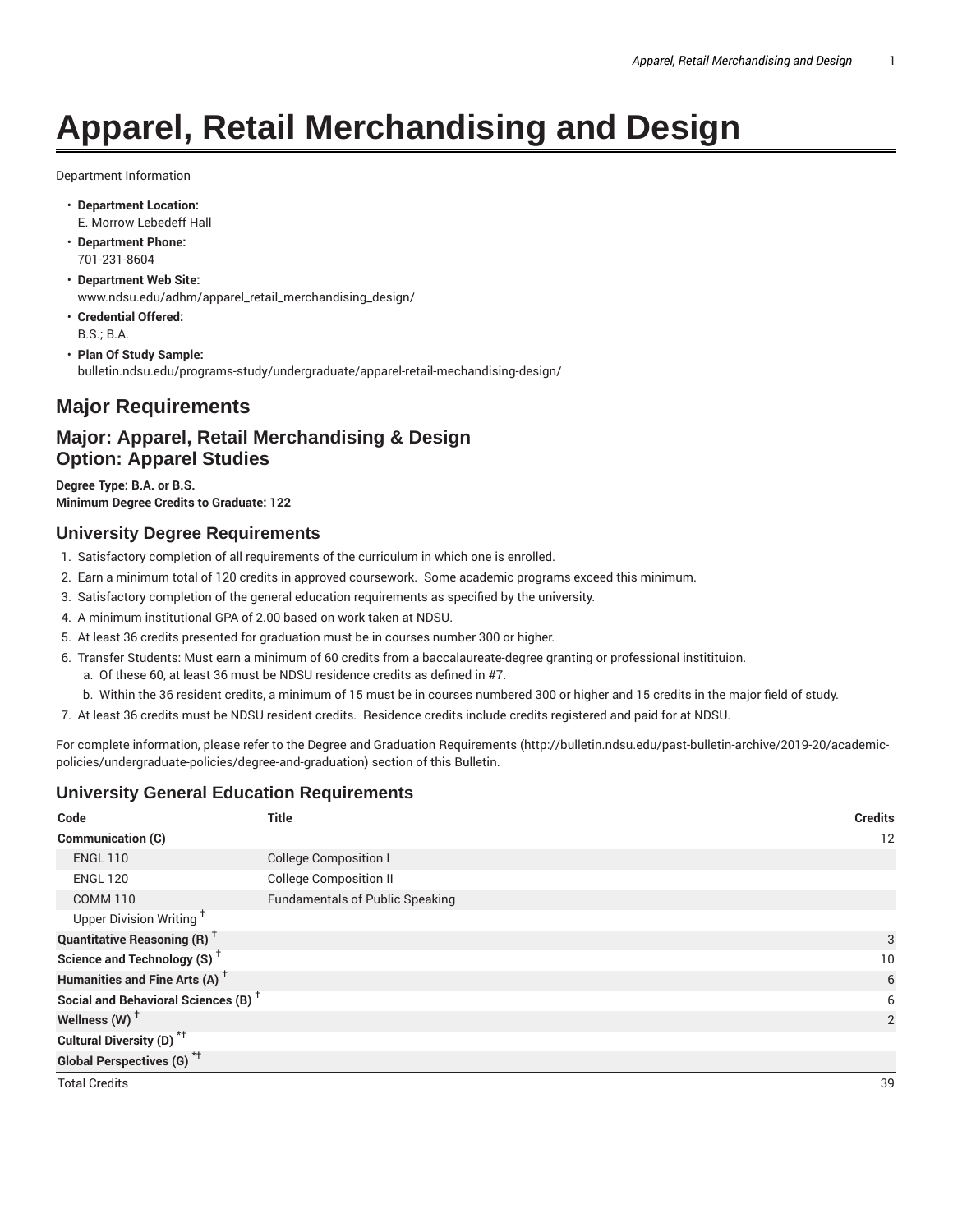# Apparel, Retail Merchandising and Design

Department Information

- **Department Location:**
  E. Morrow Lebedeff Hall
- **Department Phone:**
  701-231-8604
- **Department Web Site:**
  www.ndsu.edu/adhm/apparel_retail_merchandising_design/
- **Credential Offered:**
  B.S.; B.A.
- **Plan Of Study Sample:**
  bulletin.ndsu.edu/programs-study/undergraduate/apparel-retail-mechandising-design/

## Major Requirements

### Major: Apparel, Retail Merchandising & Design
### Option: Apparel Studies

**Degree Type: B.A. or B.S.**
**Minimum Degree Credits to Graduate: 122**

### University Degree Requirements

1. Satisfactory completion of all requirements of the curriculum in which one is enrolled.
2. Earn a minimum total of 120 credits in approved coursework. Some academic programs exceed this minimum.
3. Satisfactory completion of the general education requirements as specified by the university.
4. A minimum institutional GPA of 2.00 based on work taken at NDSU.
5. At least 36 credits presented for graduation must be in courses number 300 or higher.
6. Transfer Students: Must earn a minimum of 60 credits from a baccalaureate-degree granting or professional instititution.
   a. Of these 60, at least 36 must be NDSU residence credits as defined in #7.
   b. Within the 36 resident credits, a minimum of 15 must be in courses numbered 300 or higher and 15 credits in the major field of study.
7. At least 36 credits must be NDSU resident credits. Residence credits include credits registered and paid for at NDSU.

For complete information, please refer to the Degree and Graduation Requirements (http://bulletin.ndsu.edu/past-bulletin-archive/2019-20/academic-policies/undergraduate-policies/degree-and-graduation) section of this Bulletin.

### University General Education Requirements

| Code | Title | Credits |
|---|---|---|
| **Communication (C)** | | 12 |
| ENGL 110 | College Composition I | |
| ENGL 120 | College Composition II | |
| COMM 110 | Fundamentals of Public Speaking | |
| Upper Division Writing † | | |
| **Quantitative Reasoning (R)** † | | 3 |
| **Science and Technology (S)** † | | 10 |
| **Humanities and Fine Arts (A)** † | | 6 |
| **Social and Behavioral Sciences (B)** † | | 6 |
| **Wellness (W)** † | | 2 |
| **Cultural Diversity (D)** *† | | |
| **Global Perspectives (G)** *† | | |
| Total Credits | | 39 |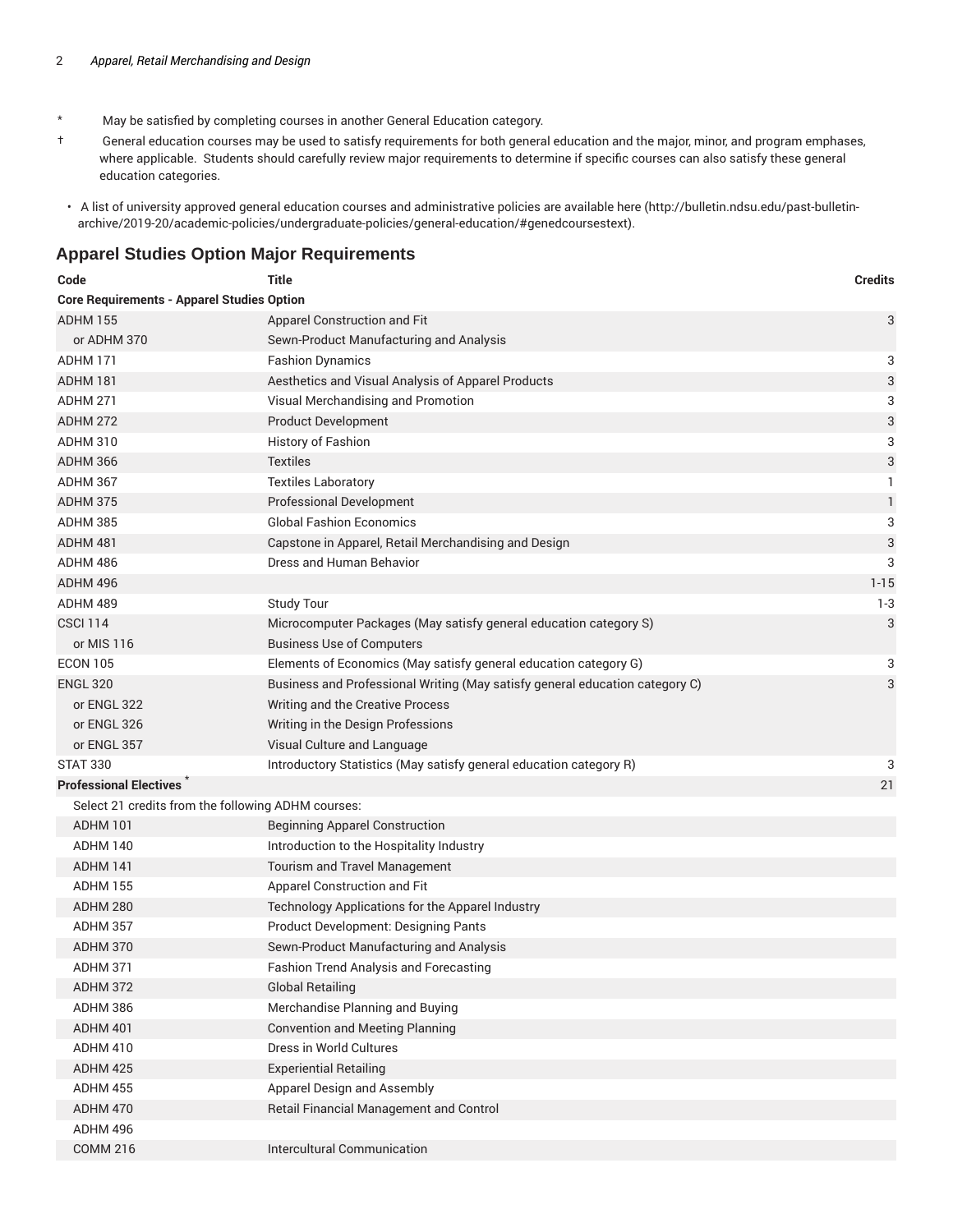\* May be satisfied by completing courses in another General Education category.

† General education courses may be used to satisfy requirements for both general education and the major, minor, and program emphases, where applicable. Students should carefully review major requirements to determine if specific courses can also satisfy these general education categories.

- A list of university approved general education courses and administrative policies are available here (http://bulletin.ndsu.edu/past-bulletin-archive/2019-20/academic-policies/undergraduate-policies/general-education/#genedcoursestext).

## Apparel Studies Option Major Requirements

| Code | Title | Credits |
|---|---|---|
| **Core Requirements - Apparel Studies Option** | | |
| ADHM 155 | Apparel Construction and Fit | 3 |
| or ADHM 370 | Sewn-Product Manufacturing and Analysis | |
| ADHM 171 | Fashion Dynamics | 3 |
| ADHM 181 | Aesthetics and Visual Analysis of Apparel Products | 3 |
| ADHM 271 | Visual Merchandising and Promotion | 3 |
| ADHM 272 | Product Development | 3 |
| ADHM 310 | History of Fashion | 3 |
| ADHM 366 | Textiles | 3 |
| ADHM 367 | Textiles Laboratory | 1 |
| ADHM 375 | Professional Development | 1 |
| ADHM 385 | Global Fashion Economics | 3 |
| ADHM 481 | Capstone in Apparel, Retail Merchandising and Design | 3 |
| ADHM 486 | Dress and Human Behavior | 3 |
| ADHM 496 | | 1-15 |
| ADHM 489 | Study Tour | 1-3 |
| CSCI 114 | Microcomputer Packages (May satisfy general education category S) | 3 |
| or MIS 116 | Business Use of Computers | |
| ECON 105 | Elements of Economics (May satisfy general education category G) | 3 |
| ENGL 320 | Business and Professional Writing (May satisfy general education category C) | 3 |
| or ENGL 322 | Writing and the Creative Process | |
| or ENGL 326 | Writing in the Design Professions | |
| or ENGL 357 | Visual Culture and Language | |
| STAT 330 | Introductory Statistics (May satisfy general education category R) | 3 |
| **Professional Electives** * | | 21 |
| Select 21 credits from the following ADHM courses: | | |
| ADHM 101 | Beginning Apparel Construction | |
| ADHM 140 | Introduction to the Hospitality Industry | |
| ADHM 141 | Tourism and Travel Management | |
| ADHM 155 | Apparel Construction and Fit | |
| ADHM 280 | Technology Applications for the Apparel Industry | |
| ADHM 357 | Product Development: Designing Pants | |
| ADHM 370 | Sewn-Product Manufacturing and Analysis | |
| ADHM 371 | Fashion Trend Analysis and Forecasting | |
| ADHM 372 | Global Retailing | |
| ADHM 386 | Merchandise Planning and Buying | |
| ADHM 401 | Convention and Meeting Planning | |
| ADHM 410 | Dress in World Cultures | |
| ADHM 425 | Experiential Retailing | |
| ADHM 455 | Apparel Design and Assembly | |
| ADHM 470 | Retail Financial Management and Control | |
| ADHM 496 | | |
| COMM 216 | Intercultural Communication | |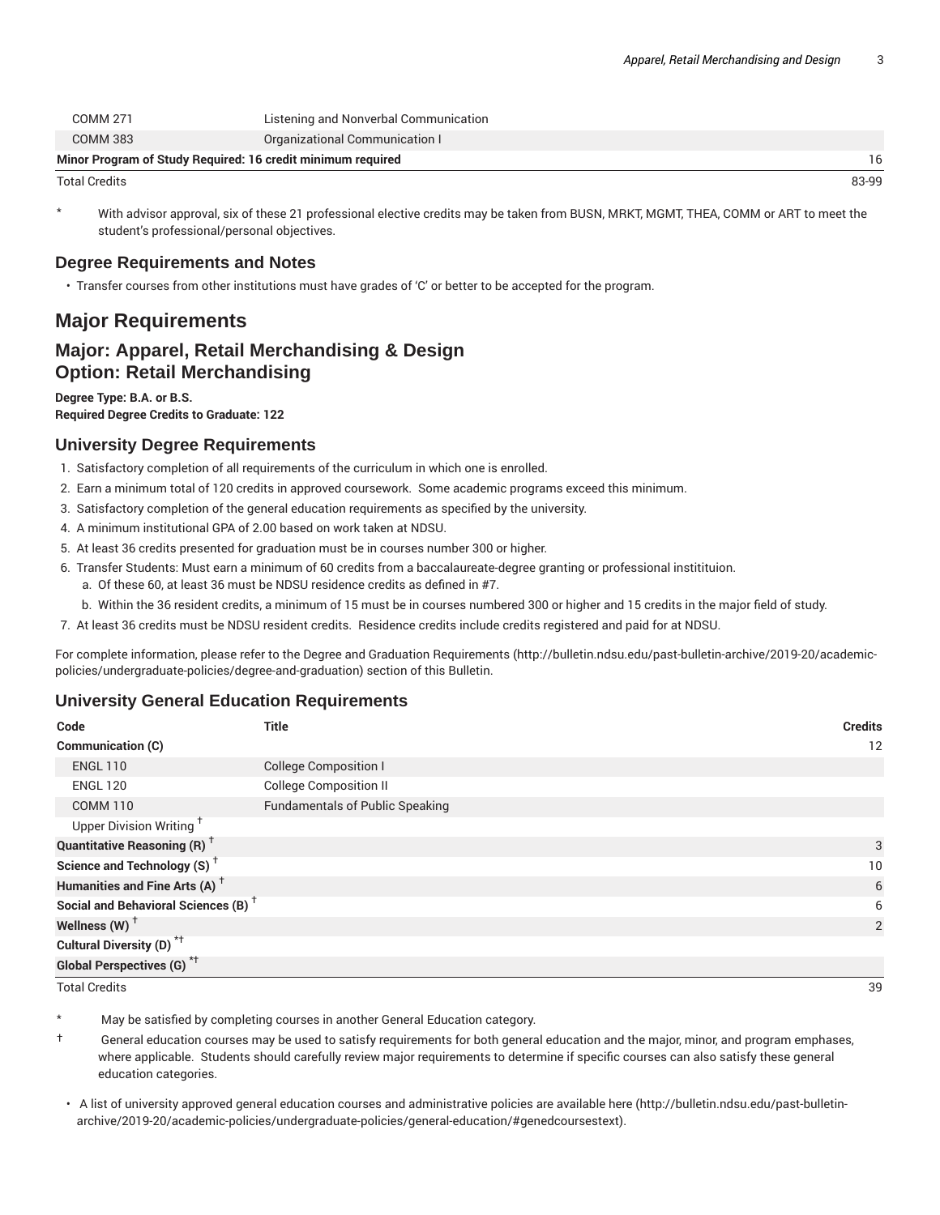| | | |
|---|---|---|
| COMM 271 | Listening and Nonverbal Communication | |
| COMM 383 | Organizational Communication I | |
| **Minor Program of Study Required: 16 credit minimum required** | | 16 |
| Total Credits | | 83-99 |

\* With advisor approval, six of these 21 professional elective credits may be taken from BUSN, MRKT, MGMT, THEA, COMM or ART to meet the student's professional/personal objectives.

### Degree Requirements and Notes

- Transfer courses from other institutions must have grades of 'C' or better to be accepted for the program.

## Major Requirements

### Major: Apparel, Retail Merchandising & Design
### Option: Retail Merchandising

**Degree Type: B.A. or B.S.**
**Required Degree Credits to Graduate: 122**

### University Degree Requirements

1. Satisfactory completion of all requirements of the curriculum in which one is enrolled.
2. Earn a minimum total of 120 credits in approved coursework. Some academic programs exceed this minimum.
3. Satisfactory completion of the general education requirements as specified by the university.
4. A minimum institutional GPA of 2.00 based on work taken at NDSU.
5. At least 36 credits presented for graduation must be in courses number 300 or higher.
6. Transfer Students: Must earn a minimum of 60 credits from a baccalaureate-degree granting or professional instititiuon.
   a. Of these 60, at least 36 must be NDSU residence credits as defined in #7.
   b. Within the 36 resident credits, a minimum of 15 must be in courses numbered 300 or higher and 15 credits in the major field of study.
7. At least 36 credits must be NDSU resident credits. Residence credits include credits registered and paid for at NDSU.

For complete information, please refer to the Degree and Graduation Requirements (http://bulletin.ndsu.edu/past-bulletin-archive/2019-20/academic-policies/undergraduate-policies/degree-and-graduation) section of this Bulletin.

### University General Education Requirements

| Code | Title | Credits |
|---|---|---|
| **Communication (C)** | | 12 |
| ENGL 110 | College Composition I | |
| ENGL 120 | College Composition II | |
| COMM 110 | Fundamentals of Public Speaking | |
| Upper Division Writing † | | |
| **Quantitative Reasoning (R) †** | | 3 |
| **Science and Technology (S) †** | | 10 |
| **Humanities and Fine Arts (A) †** | | 6 |
| **Social and Behavioral Sciences (B) †** | | 6 |
| **Wellness (W) †** | | 2 |
| **Cultural Diversity (D) *†** | | |
| **Global Perspectives (G) *†** | | |
| Total Credits | | 39 |

\* May be satisfied by completing courses in another General Education category.

† General education courses may be used to satisfy requirements for both general education and the major, minor, and program emphases, where applicable. Students should carefully review major requirements to determine if specific courses can also satisfy these general education categories.

- A list of university approved general education courses and administrative policies are available here (http://bulletin.ndsu.edu/past-bulletin-archive/2019-20/academic-policies/undergraduate-policies/general-education/#genedcoursestext).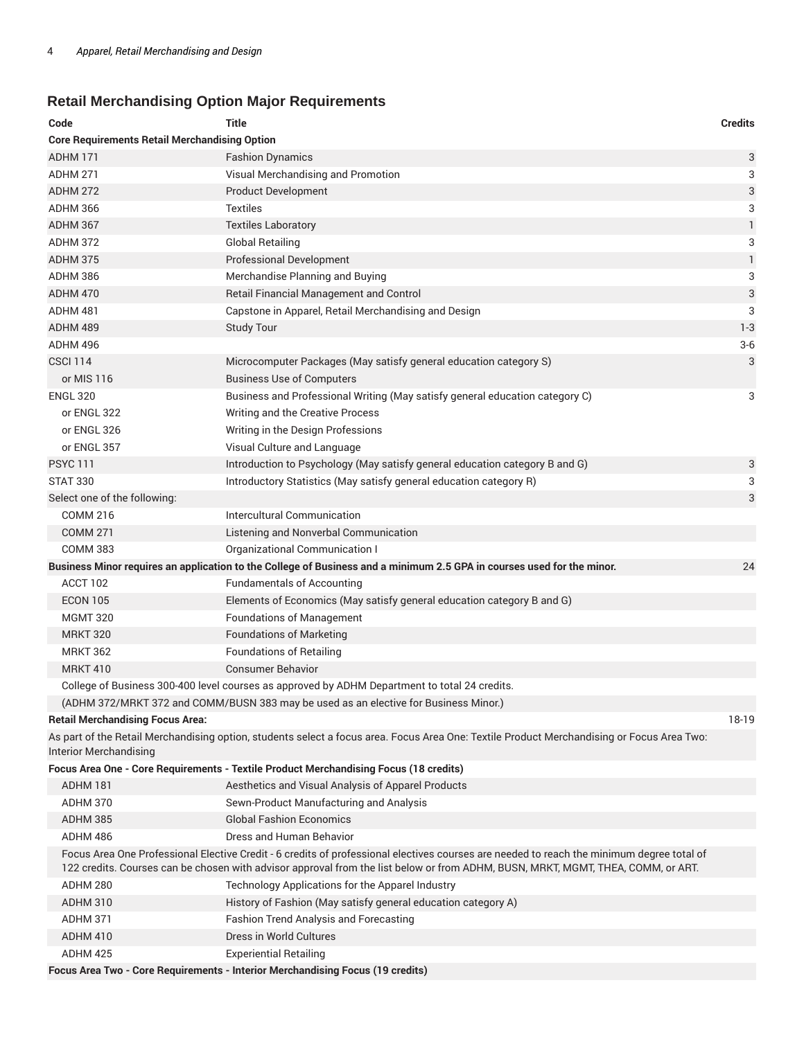## Retail Merchandising Option Major Requirements

| Code | Title | Credits |
|---|---|---|
| **Core Requirements Retail Merchandising Option** | | |
| ADHM 171 | Fashion Dynamics | 3 |
| ADHM 271 | Visual Merchandising and Promotion | 3 |
| ADHM 272 | Product Development | 3 |
| ADHM 366 | Textiles | 3 |
| ADHM 367 | Textiles Laboratory | 1 |
| ADHM 372 | Global Retailing | 3 |
| ADHM 375 | Professional Development | 1 |
| ADHM 386 | Merchandise Planning and Buying | 3 |
| ADHM 470 | Retail Financial Management and Control | 3 |
| ADHM 481 | Capstone in Apparel, Retail Merchandising and Design | 3 |
| ADHM 489 | Study Tour | 1-3 |
| ADHM 496 | | 3-6 |
| CSCI 114 | Microcomputer Packages (May satisfy general education category S) | 3 |
| or MIS 116 | Business Use of Computers | |
| ENGL 320 | Business and Professional Writing (May satisfy general education category C) | 3 |
| or ENGL 322 | Writing and the Creative Process | |
| or ENGL 326 | Writing in the Design Professions | |
| or ENGL 357 | Visual Culture and Language | |
| PSYC 111 | Introduction to Psychology (May satisfy general education category B and G) | 3 |
| STAT 330 | Introductory Statistics (May satisfy general education category R) | 3 |
| Select one of the following: | | 3 |
| COMM 216 | Intercultural Communication | |
| COMM 271 | Listening and Nonverbal Communication | |
| COMM 383 | Organizational Communication I | |
| **Business Minor requires an application to the College of Business and a minimum 2.5 GPA in courses used for the minor.** | | 24 |
| ACCT 102 | Fundamentals of Accounting | |
| ECON 105 | Elements of Economics (May satisfy general education category B and G) | |
| MGMT 320 | Foundations of Management | |
| MRKT 320 | Foundations of Marketing | |
| MRKT 362 | Foundations of Retailing | |
| MRKT 410 | Consumer Behavior | |
| College of Business 300-400 level courses as approved by ADHM Department to total 24 credits. | | |
| (ADHM 372/MRKT 372 and COMM/BUSN 383 may be used as an elective for Business Minor.) | | |
| **Retail Merchandising Focus Area:** | | 18-19 |
| As part of the Retail Merchandising option, students select a focus area. Focus Area One: Textile Product Merchandising or Focus Area Two: Interior Merchandising | | |
| **Focus Area One - Core Requirements - Textile Product Merchandising Focus (18 credits)** | | |
| ADHM 181 | Aesthetics and Visual Analysis of Apparel Products | |
| ADHM 370 | Sewn-Product Manufacturing and Analysis | |
| ADHM 385 | Global Fashion Economics | |
| ADHM 486 | Dress and Human Behavior | |
| Focus Area One Professional Elective Credit - 6 credits of professional electives courses are needed to reach the minimum degree total of 122 credits. Courses can be chosen with advisor approval from the list below or from ADHM, BUSN, MRKT, MGMT, THEA, COMM, or ART. | | |
| ADHM 280 | Technology Applications for the Apparel Industry | |
| ADHM 310 | History of Fashion (May satisfy general education category A) | |
| ADHM 371 | Fashion Trend Analysis and Forecasting | |
| ADHM 410 | Dress in World Cultures | |
| ADHM 425 | Experiential Retailing | |
| **Focus Area Two - Core Requirements - Interior Merchandising Focus (19 credits)** | | |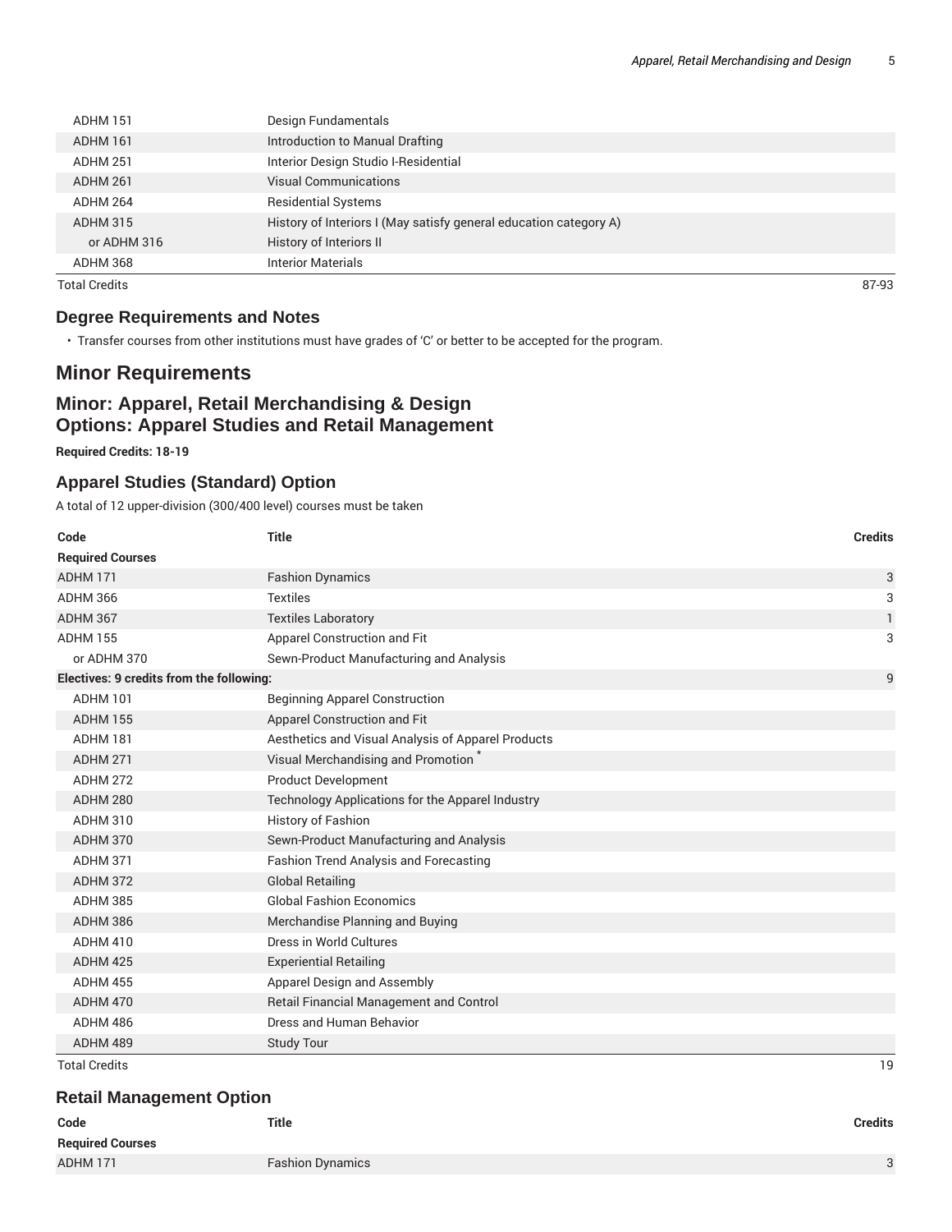| | | |
|---|---|---|
| ADHM 151 | Design Fundamentals | |
| ADHM 161 | Introduction to Manual Drafting | |
| ADHM 251 | Interior Design Studio I-Residential | |
| ADHM 261 | Visual Communications | |
| ADHM 264 | Residential Systems | |
| ADHM 315 | History of Interiors I (May satisfy general education category A) | |
| or ADHM 316 | History of Interiors II | |
| ADHM 368 | Interior Materials | |
| Total Credits | | 87-93 |

### Degree Requirements and Notes

- Transfer courses from other institutions must have grades of 'C' or better to be accepted for the program.

## Minor Requirements

### Minor: Apparel, Retail Merchandising & Design Options: Apparel Studies and Retail Management

**Required Credits: 18-19**

### Apparel Studies (Standard) Option

A total of 12 upper-division (300/400 level) courses must be taken

| Code | Title | Credits |
|---|---|---|
| **Required Courses** | | |
| ADHM 171 | Fashion Dynamics | 3 |
| ADHM 366 | Textiles | 3 |
| ADHM 367 | Textiles Laboratory | 1 |
| ADHM 155 | Apparel Construction and Fit | 3 |
| or ADHM 370 | Sewn-Product Manufacturing and Analysis | |
| **Electives: 9 credits from the following:** | | 9 |
| ADHM 101 | Beginning Apparel Construction | |
| ADHM 155 | Apparel Construction and Fit | |
| ADHM 181 | Aesthetics and Visual Analysis of Apparel Products | |
| ADHM 271 | Visual Merchandising and Promotion * | |
| ADHM 272 | Product Development | |
| ADHM 280 | Technology Applications for the Apparel Industry | |
| ADHM 310 | History of Fashion | |
| ADHM 370 | Sewn-Product Manufacturing and Analysis | |
| ADHM 371 | Fashion Trend Analysis and Forecasting | |
| ADHM 372 | Global Retailing | |
| ADHM 385 | Global Fashion Economics | |
| ADHM 386 | Merchandise Planning and Buying | |
| ADHM 410 | Dress in World Cultures | |
| ADHM 425 | Experiential Retailing | |
| ADHM 455 | Apparel Design and Assembly | |
| ADHM 470 | Retail Financial Management and Control | |
| ADHM 486 | Dress and Human Behavior | |
| ADHM 489 | Study Tour | |
| Total Credits | | 19 |

### Retail Management Option

| Code | Title | Credits |
|---|---|---|
| **Required Courses** | | |
| ADHM 171 | Fashion Dynamics | 3 |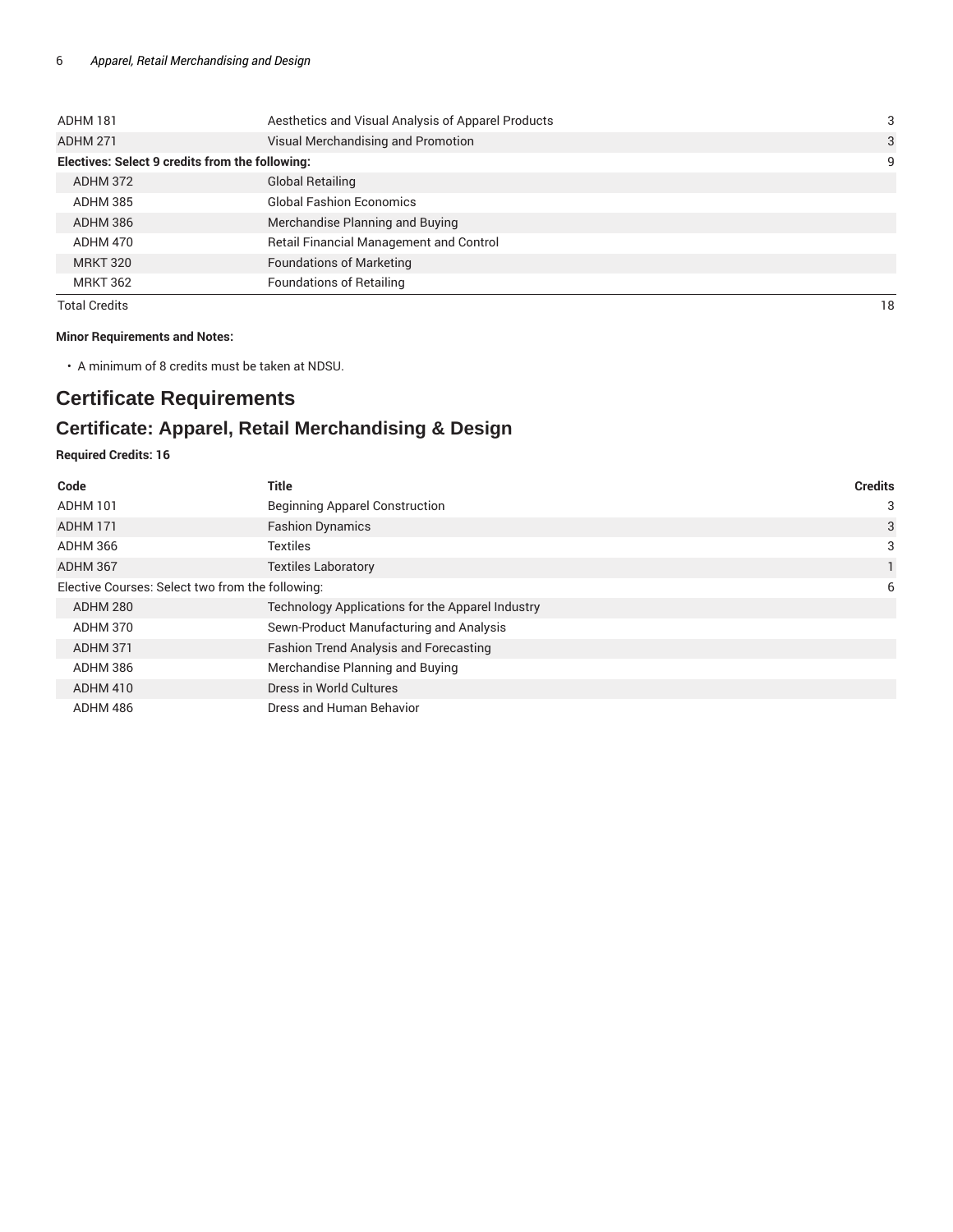| | | |
|---|---|---|
| ADHM 181 | Aesthetics and Visual Analysis of Apparel Products | 3 |
| ADHM 271 | Visual Merchandising and Promotion | 3 |
| **Electives: Select 9 credits from the following:** | | 9 |
| ADHM 372 | Global Retailing | |
| ADHM 385 | Global Fashion Economics | |
| ADHM 386 | Merchandise Planning and Buying | |
| ADHM 470 | Retail Financial Management and Control | |
| MRKT 320 | Foundations of Marketing | |
| MRKT 362 | Foundations of Retailing | |
| Total Credits | | 18 |

**Minor Requirements and Notes:**

- A minimum of 8 credits must be taken at NDSU.

# Certificate Requirements

## Certificate: Apparel, Retail Merchandising & Design

**Required Credits: 16**

| Code | Title | Credits |
|---|---|---|
| ADHM 101 | Beginning Apparel Construction | 3 |
| ADHM 171 | Fashion Dynamics | 3 |
| ADHM 366 | Textiles | 3 |
| ADHM 367 | Textiles Laboratory | 1 |
| Elective Courses: Select two from the following: | | 6 |
| ADHM 280 | Technology Applications for the Apparel Industry | |
| ADHM 370 | Sewn-Product Manufacturing and Analysis | |
| ADHM 371 | Fashion Trend Analysis and Forecasting | |
| ADHM 386 | Merchandise Planning and Buying | |
| ADHM 410 | Dress in World Cultures | |
| ADHM 486 | Dress and Human Behavior | |